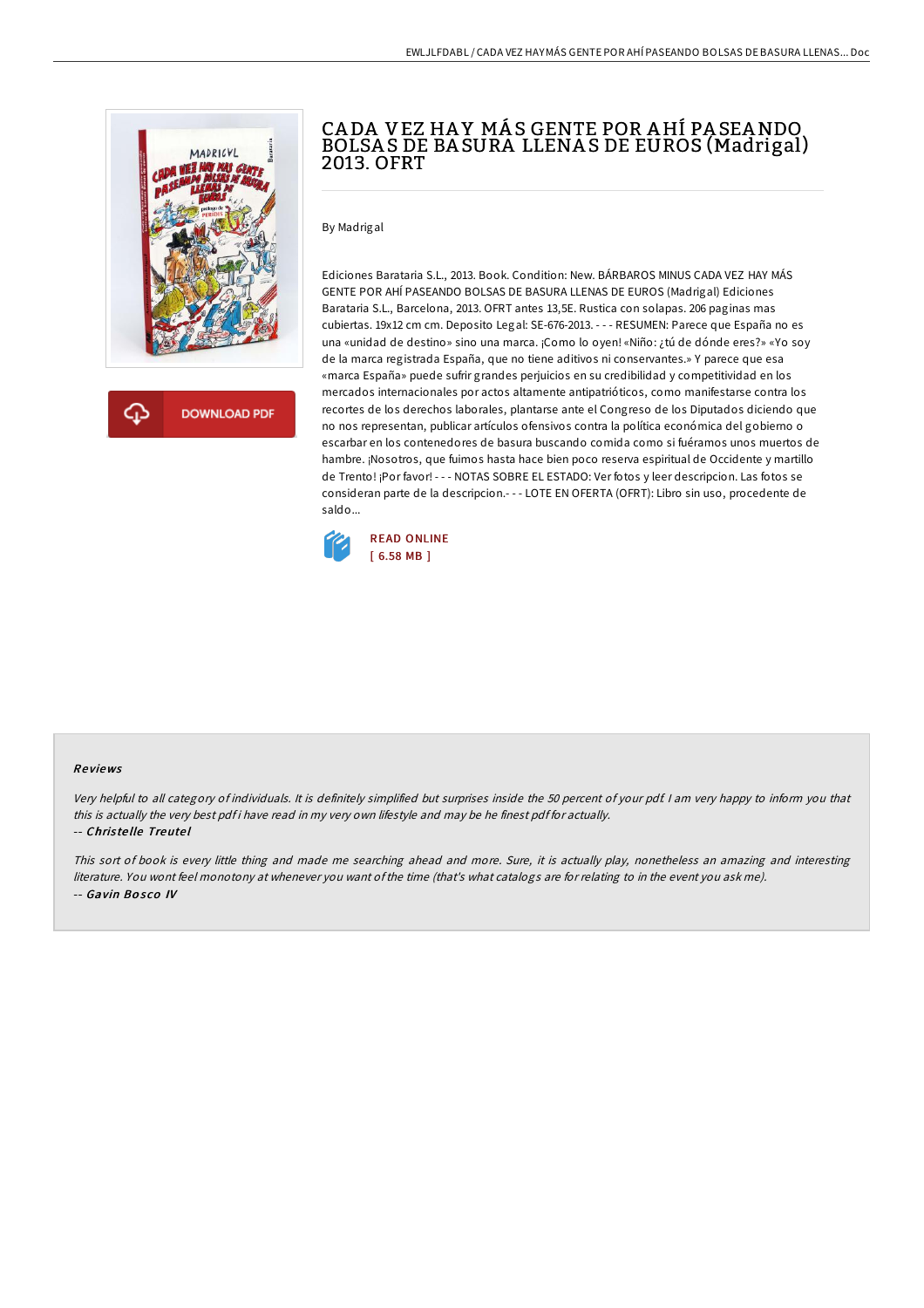# CADA VEZ HAY MÁS GENTE POR AHÍ PASEANDO BOLSAS DE BASURA LLENAS DE EUROS (Madrigal) 2013. OFRT

By Madrigal

Ediciones Barataria S.L., 2013. Book. Condition: New. BÁRBAROS MINUS CADA VEZ HAY MÁS GENTE POR AHÍ PASEANDO BOLSAS DE BASURA LLENAS DE EUROS (Madrigal) Ediciones Barataria S.L., Barcelona, 2013. OFRT antes 13,5E. Rustica con solapas. 206 paginas mas cubiertas. 19x12 cm cm. Deposito Legal: SE-676-2013. - - - RESUMEN: Parece que España no es una «unidad de destino» sino una marca. ¡Como lo oyen! «Niño: ¿tú de dónde eres?» «Yo soy de la marca registrada España, que no tiene aditivos ni conservantes.» Y parece que esa «marca España» puede sufrir grandes perjuicios en su credibilidad y competitividad en los mercados internacionales por actos altamente antipatrióticos, como manifestarse contra los recortes de los derechos laborales, plantarse ante el Congreso de los Diputados diciendo que no nos representan, publicar artículos ofensivos contra la política económica del gobierno o escarbar en los contenedores de basura buscando comida como si fuéramos unos muertos de hambre. ¡Nosotros, que fuimos hasta hace bien poco reserva espiritual de Occidente y martillo de Trento! ¡Por favor! - - - NOTAS SOBRE EL ESTADO: Ver fotos y leer descripcion. Las fotos se consideran parte de la descripcion.- - - LOTE EN OFERTA (OFRT): Libro sin uso, procedente de saldo...

READ ONLINE
[ 6.58 MB ]

### Reviews

*Very helpful to all category of individuals. It is definitely simplified but surprises inside the 50 percent of your pdf. I am very happy to inform you that this is actually the very best pdf i have read in my very own lifestyle and may be he finest pdf for actually.*

-- ***Christelle Treutel***

*This sort of book is every little thing and made me searching ahead and more. Sure, it is actually play, nonetheless an amazing and interesting literature. You wont feel monotony at whenever you want of the time (that's what catalogs are for relating to in the event you ask me).*

-- ***Gavin Bosco IV***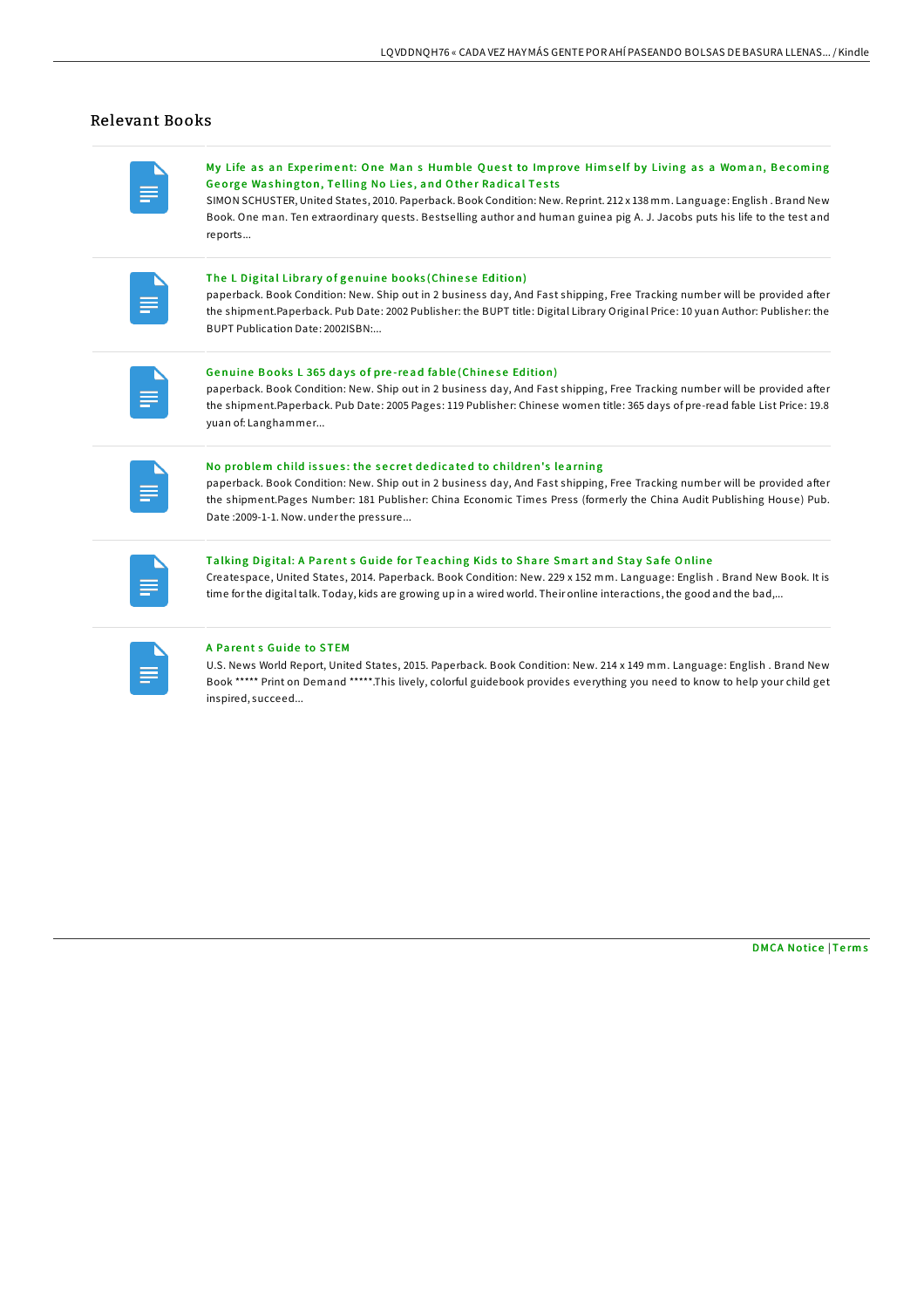## Relevant Books

**My Life as an Experiment: One Man s Humble Quest to Improve Himself by Living as a Woman, Becoming George Washington, Telling No Lies, and Other Radical Tests**

SIMON SCHUSTER, United States, 2010. Paperback. Book Condition: New. Reprint. 212 x 138 mm. Language: English . Brand New Book. One man. Ten extraordinary quests. Bestselling author and human guinea pig A. J. Jacobs puts his life to the test and reports...

**The L Digital Library of genuine books(Chinese Edition)**

paperback. Book Condition: New. Ship out in 2 business day, And Fast shipping, Free Tracking number will be provided after the shipment.Paperback. Pub Date: 2002 Publisher: the BUPT title: Digital Library Original Price: 10 yuan Author: Publisher: the BUPT Publication Date: 2002ISBN:...

**Genuine Books L 365 days of pre-read fable(Chinese Edition)**

paperback. Book Condition: New. Ship out in 2 business day, And Fast shipping, Free Tracking number will be provided after the shipment.Paperback. Pub Date: 2005 Pages: 119 Publisher: Chinese women title: 365 days of pre-read fable List Price: 19.8 yuan of: Langhammer...

**No problem child issues: the secret dedicated to children's learning**

paperback. Book Condition: New. Ship out in 2 business day, And Fast shipping, Free Tracking number will be provided after the shipment.Pages Number: 181 Publisher: China Economic Times Press (formerly the China Audit Publishing House) Pub. Date :2009-1-1. Now. under the pressure...

**Talking Digital: A Parent s Guide for Teaching Kids to Share Smart and Stay Safe Online**

Createspace, United States, 2014. Paperback. Book Condition: New. 229 x 152 mm. Language: English . Brand New Book. It is time for the digital talk. Today, kids are growing up in a wired world. Their online interactions, the good and the bad,...

**A Parent s Guide to STEM**

U.S. News World Report, United States, 2015. Paperback. Book Condition: New. 214 x 149 mm. Language: English . Brand New Book ***** Print on Demand *****.This lively, colorful guidebook provides everything you need to know to help your child get inspired, succeed...